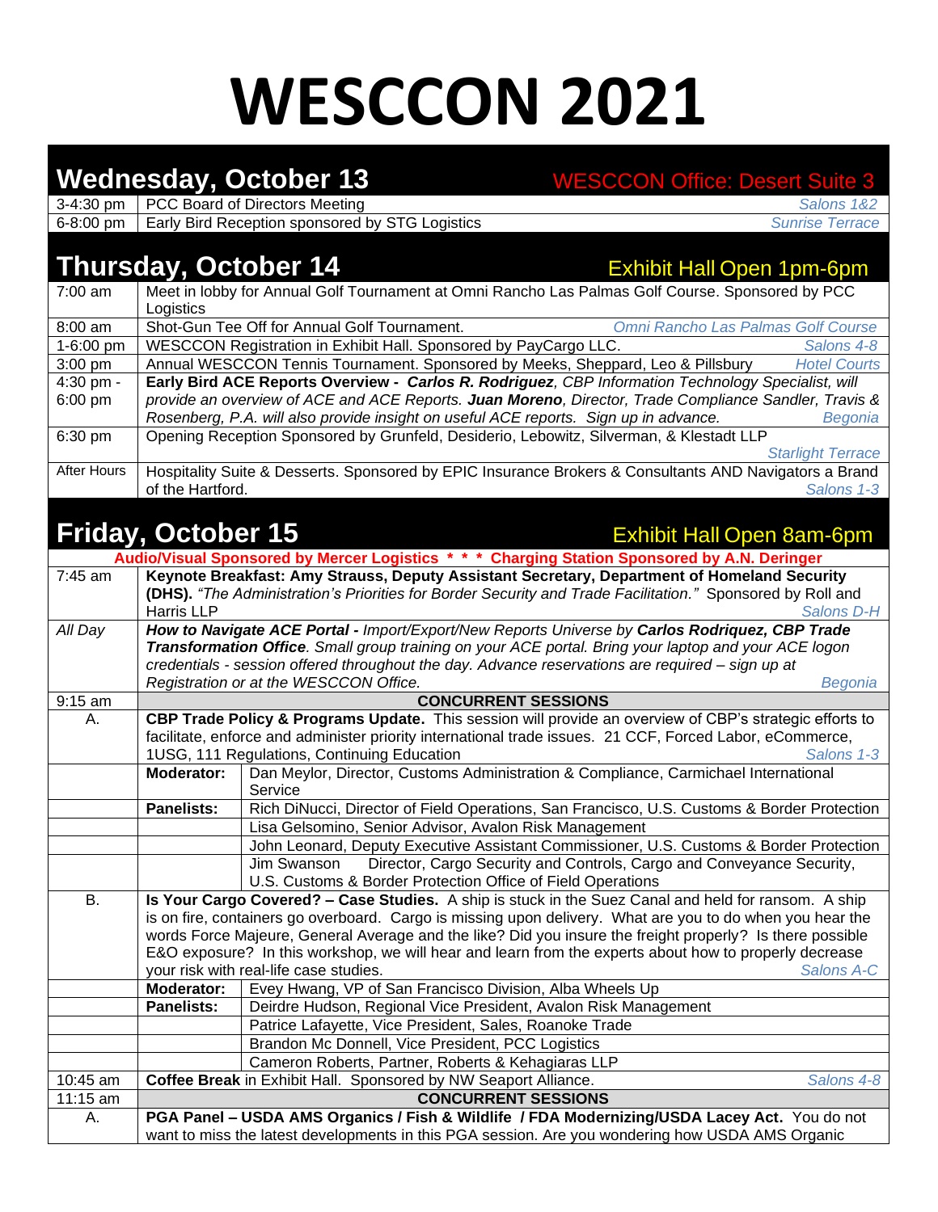# WESCCON 2021

## Wednesday, October 13

WESCCON Office: Desert Suite 3

| Time | Event | Location |
|---|---|---|
| 3-4:30 pm | PCC Board of Directors Meeting | *Salons 1&2* |
| 6-8:00 pm | Early Bird Reception sponsored by STG Logistics | *Sunrise Terrace* |

## Thursday, October 14

Exhibit Hall Open 1pm-6pm

| Time | Event | Location |
|---|---|---|
| 7:00 am | Meet in lobby for Annual Golf Tournament at Omni Rancho Las Palmas Golf Course. Sponsored by PCC Logistics | |
| 8:00 am | Shot-Gun Tee Off for Annual Golf Tournament. | *Omni Rancho Las Palmas Golf Course* |
| 1-6:00 pm | WESCCON Registration in Exhibit Hall. Sponsored by PayCargo LLC. | *Salons 4-8* |
| 3:00 pm | Annual WESCCON Tennis Tournament. Sponsored by Meeks, Sheppard, Leo & Pillsbury | *Hotel Courts* |
| 4:30 pm - 6:00 pm | **Early Bird ACE Reports Overview -** ***Carlos R. Rodriguez****, CBP Information Technology Specialist, will provide an overview of ACE and ACE Reports.* ***Juan Moreno****, Director, Trade Compliance Sandler, Travis & Rosenberg, P.A. will also provide insight on useful ACE reports. Sign up in advance.* | *Begonia* |
| 6:30 pm | Opening Reception Sponsored by Grunfeld, Desiderio, Lebowitz, Silverman, & Klestadt LLP | *Starlight Terrace* |
| After Hours | Hospitality Suite & Desserts. Sponsored by EPIC Insurance Brokers & Consultants AND Navigators a Brand of the Hartford. | *Salons 1-3* |

## Friday, October 15

Exhibit Hall Open 8am-6pm

**Audio/Visual Sponsored by Mercer Logistics * * * Charging Station Sponsored by A.N. Deringer**

| Time | Event | | Location |
|---|---|---|---|
| 7:45 am | **Keynote Breakfast: Amy Strauss, Deputy Assistant Secretary, Department of Homeland Security (DHS).** *"The Administration's Priorities for Border Security and Trade Facilitation."* Sponsored by Roll and Harris LLP | | *Salons D-H* |
| *All Day* | ***How to Navigate ACE Portal -*** *Import/Export/New Reports Universe by* ***Carlos Rodriquez, CBP Trade Transformation Office****. Small group training on your ACE portal. Bring your laptop and your ACE logon credentials - session offered throughout the day. Advance reservations are required – sign up at Registration or at the WESCCON Office.* | | *Begonia* |
| 9:15 am | **CONCURRENT SESSIONS** | | |
| A. | **CBP Trade Policy & Programs Update.** This session will provide an overview of CBP's strategic efforts to facilitate, enforce and administer priority international trade issues. 21 CCF, Forced Labor, eCommerce, 1USG, 111 Regulations, Continuing Education | | *Salons 1-3* |
| | **Moderator:** | Dan Meylor, Director, Customs Administration & Compliance, Carmichael International Service | |
| | **Panelists:** | Rich DiNucci, Director of Field Operations, San Francisco, U.S. Customs & Border Protection | |
| | | Lisa Gelsomino, Senior Advisor, Avalon Risk Management | |
| | | John Leonard, Deputy Executive Assistant Commissioner, U.S. Customs & Border Protection | |
| | | Jim Swanson Director, Cargo Security and Controls, Cargo and Conveyance Security, U.S. Customs & Border Protection Office of Field Operations | |
| B. | **Is Your Cargo Covered? – Case Studies.** A ship is stuck in the Suez Canal and held for ransom. A ship is on fire, containers go overboard. Cargo is missing upon delivery. What are you to do when you hear the words Force Majeure, General Average and the like? Did you insure the freight properly? Is there possible E&O exposure? In this workshop, we will hear and learn from the experts about how to properly decrease your risk with real-life case studies. | | *Salons A-C* |
| | **Moderator:** | Evey Hwang, VP of San Francisco Division, Alba Wheels Up | |
| | **Panelists:** | Deirdre Hudson, Regional Vice President, Avalon Risk Management | |
| | | Patrice Lafayette, Vice President, Sales, Roanoke Trade | |
| | | Brandon Mc Donnell, Vice President, PCC Logistics | |
| | | Cameron Roberts, Partner, Roberts & Kehagiaras LLP | |
| 10:45 am | **Coffee Break** in Exhibit Hall. Sponsored by NW Seaport Alliance. | | *Salons 4-8* |
| 11:15 am | **CONCURRENT SESSIONS** | | |
| A. | **PGA Panel – USDA AMS Organics / Fish & Wildlife / FDA Modernizing/USDA Lacey Act.** You do not want to miss the latest developments in this PGA session. Are you wondering how USDA AMS Organic | | |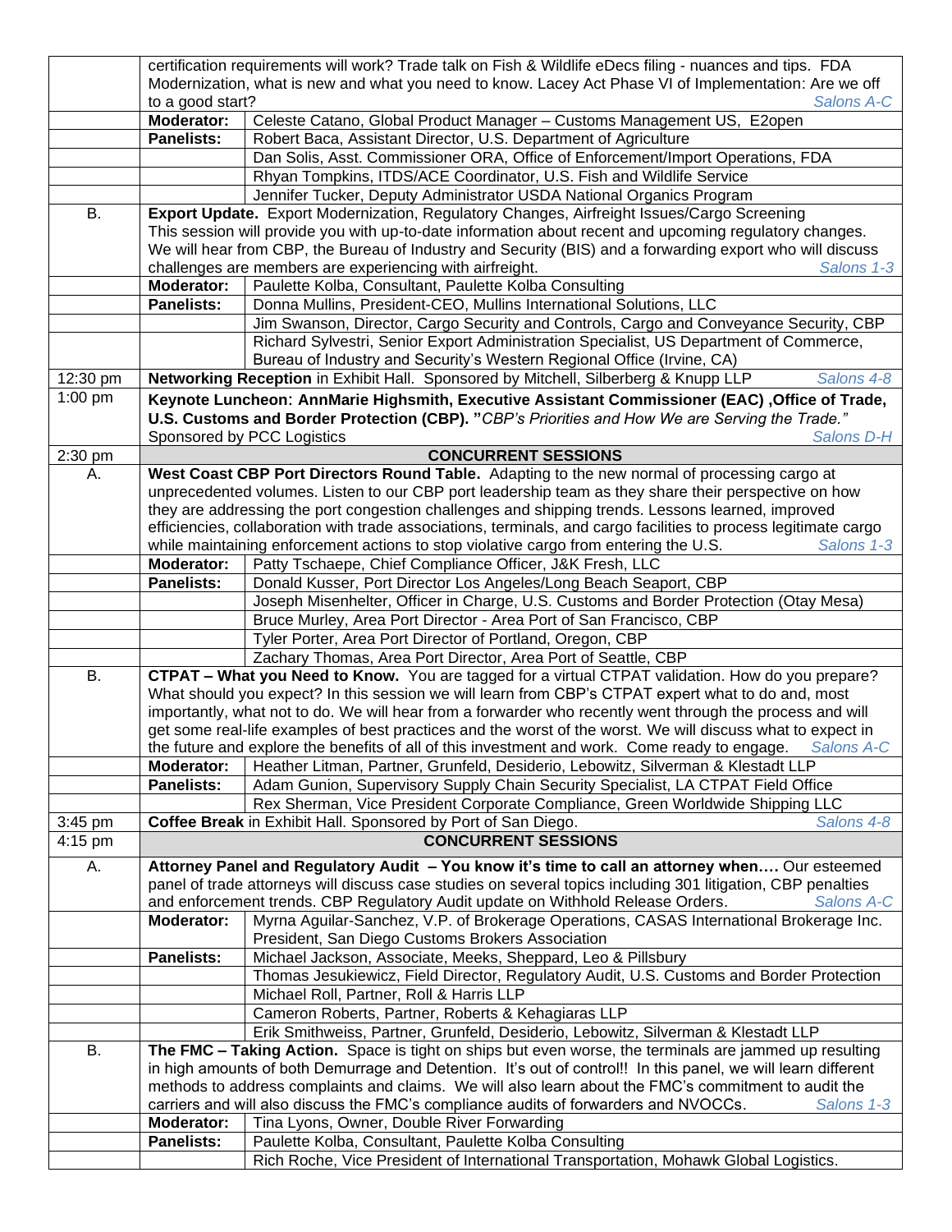| | | |
|---|---|---|
| | certification requirements will work? Trade talk on Fish & Wildlife eDecs filing - nuances and tips. FDA Modernization, what is new and what you need to know. Lacey Act Phase VI of Implementation: Are we off to a good start? *Salons A-C* | |
| | **Moderator:** | Celeste Catano, Global Product Manager – Customs Management US, E2open |
| | **Panelists:** | Robert Baca, Assistant Director, U.S. Department of Agriculture |
| | | Dan Solis, Asst. Commissioner ORA, Office of Enforcement/Import Operations, FDA |
| | | Rhyan Tompkins, ITDS/ACE Coordinator, U.S. Fish and Wildlife Service |
| | | Jennifer Tucker, Deputy Administrator USDA National Organics Program |
| B. | **Export Update.** Export Modernization, Regulatory Changes, Airfreight Issues/Cargo Screening This session will provide you with up-to-date information about recent and upcoming regulatory changes. We will hear from CBP, the Bureau of Industry and Security (BIS) and a forwarding export who will discuss challenges are members are experiencing with airfreight. *Salons 1-3* | |
| | **Moderator:** | Paulette Kolba, Consultant, Paulette Kolba Consulting |
| | **Panelists:** | Donna Mullins, President-CEO, Mullins International Solutions, LLC |
| | | Jim Swanson, Director, Cargo Security and Controls, Cargo and Conveyance Security, CBP |
| | | Richard Sylvestri, Senior Export Administration Specialist, US Department of Commerce, Bureau of Industry and Security's Western Regional Office (Irvine, CA) |
| 12:30 pm | **Networking Reception** in Exhibit Hall. Sponsored by Mitchell, Silberberg & Knupp LLP *Salons 4-8* | |
| 1:00 pm | **Keynote Luncheon: AnnMarie Highsmith, Executive Assistant Commissioner (EAC) ,Office of Trade, U.S. Customs and Border Protection (CBP). "***CBP's Priorities and How We are Serving the Trade."* Sponsored by PCC Logistics *Salons D-H* | |
| 2:30 pm | **CONCURRENT SESSIONS** | |
| A. | **West Coast CBP Port Directors Round Table.** Adapting to the new normal of processing cargo at unprecedented volumes. Listen to our CBP port leadership team as they share their perspective on how they are addressing the port congestion challenges and shipping trends. Lessons learned, improved efficiencies, collaboration with trade associations, terminals, and cargo facilities to process legitimate cargo while maintaining enforcement actions to stop violative cargo from entering the U.S. *Salons 1-3* | |
| | **Moderator:** | Patty Tschaepe, Chief Compliance Officer, J&K Fresh, LLC |
| | **Panelists:** | Donald Kusser, Port Director Los Angeles/Long Beach Seaport, CBP |
| | | Joseph Misenhelter, Officer in Charge, U.S. Customs and Border Protection (Otay Mesa) |
| | | Bruce Murley, Area Port Director - Area Port of San Francisco, CBP |
| | | Tyler Porter, Area Port Director of Portland, Oregon, CBP |
| | | Zachary Thomas, Area Port Director, Area Port of Seattle, CBP |
| B. | **CTPAT – What you Need to Know.** You are tagged for a virtual CTPAT validation. How do you prepare? What should you expect? In this session we will learn from CBP's CTPAT expert what to do and, most importantly, what not to do. We will hear from a forwarder who recently went through the process and will get some real-life examples of best practices and the worst of the worst. We will discuss what to expect in the future and explore the benefits of all of this investment and work. Come ready to engage. *Salons A-C* | |
| | **Moderator:** | Heather Litman, Partner, Grunfeld, Desiderio, Lebowitz, Silverman & Klestadt LLP |
| | **Panelists:** | Adam Gunion, Supervisory Supply Chain Security Specialist, LA CTPAT Field Office |
| | | Rex Sherman, Vice President Corporate Compliance, Green Worldwide Shipping LLC |
| 3:45 pm | **Coffee Break** in Exhibit Hall. Sponsored by Port of San Diego. *Salons 4-8* | |
| 4:15 pm | **CONCURRENT SESSIONS** | |
| A. | **Attorney Panel and Regulatory Audit – You know it's time to call an attorney when….** Our esteemed panel of trade attorneys will discuss case studies on several topics including 301 litigation, CBP penalties and enforcement trends. CBP Regulatory Audit update on Withhold Release Orders. *Salons A-C* | |
| | **Moderator:** | Myrna Aguilar-Sanchez, V.P. of Brokerage Operations, CASAS International Brokerage Inc. President, San Diego Customs Brokers Association |
| | **Panelists:** | Michael Jackson, Associate, Meeks, Sheppard, Leo & Pillsbury |
| | | Thomas Jesukiewicz, Field Director, Regulatory Audit, U.S. Customs and Border Protection |
| | | Michael Roll, Partner, Roll & Harris LLP |
| | | Cameron Roberts, Partner, Roberts & Kehagiaras LLP |
| | | Erik Smithweiss, Partner, Grunfeld, Desiderio, Lebowitz, Silverman & Klestadt LLP |
| B. | **The FMC – Taking Action.** Space is tight on ships but even worse, the terminals are jammed up resulting in high amounts of both Demurrage and Detention. It's out of control!! In this panel, we will learn different methods to address complaints and claims. We will also learn about the FMC's commitment to audit the carriers and will also discuss the FMC's compliance audits of forwarders and NVOCCs. *Salons 1-3* | |
| | **Moderator:** | Tina Lyons, Owner, Double River Forwarding |
| | **Panelists:** | Paulette Kolba, Consultant, Paulette Kolba Consulting |
| | | Rich Roche, Vice President of International Transportation, Mohawk Global Logistics. |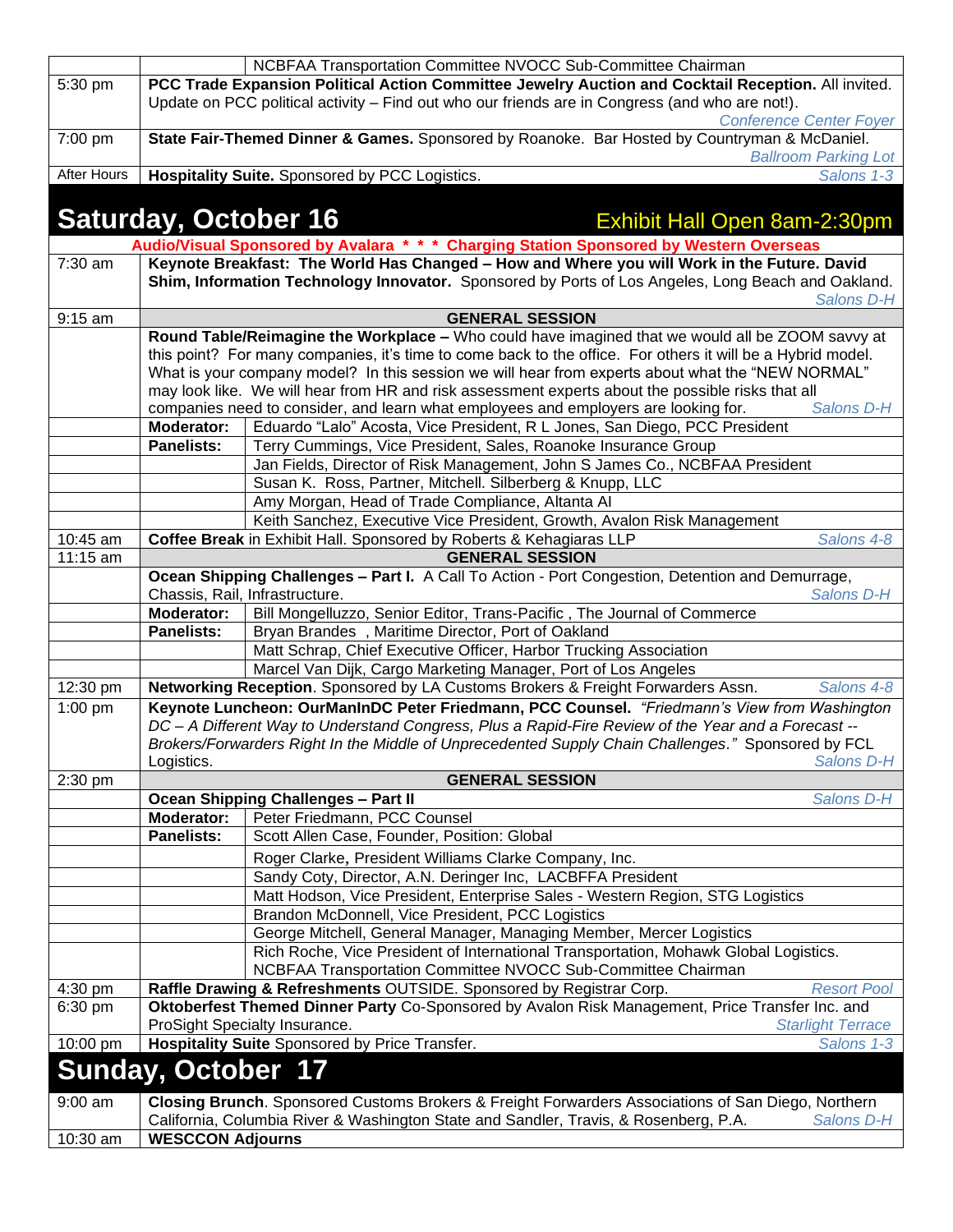| | | |
|---|---|---|
| | | NCBFAA Transportation Committee NVOCC Sub-Committee Chairman |
| 5:30 pm | **PCC Trade Expansion Political Action Committee Jewelry Auction and Cocktail Reception.** All invited. Update on PCC political activity – Find out who our friends are in Congress (and who are not!). *Conference Center Foyer* | |
| 7:00 pm | **State Fair-Themed Dinner & Games.** Sponsored by Roanoke. Bar Hosted by Countryman & McDaniel. *Ballroom Parking Lot* | |
| After Hours | **Hospitality Suite.** Sponsored by PCC Logistics. *Salons 1-3* | |

## Saturday, October 16

**Exhibit Hall Open 8am-2:30pm**

**Audio/Visual Sponsored by Avalara * * * Charging Station Sponsored by Western Overseas**

| | | |
|---|---|---|
| 7:30 am | **Keynote Breakfast: The World Has Changed – How and Where you will Work in the Future. David Shim, Information Technology Innovator.** Sponsored by Ports of Los Angeles, Long Beach and Oakland. *Salons D-H* | |
| 9:15 am | **GENERAL SESSION** | |
| | **Round Table/Reimagine the Workplace –** Who could have imagined that we would all be ZOOM savvy at this point? For many companies, it's time to come back to the office. For others it will be a Hybrid model. What is your company model? In this session we will hear from experts about what the "NEW NORMAL" may look like. We will hear from HR and risk assessment experts about the possible risks that all companies need to consider, and learn what employees and employers are looking for. *Salons D-H* | |
| | **Moderator:** | Eduardo "Lalo" Acosta, Vice President, R L Jones, San Diego, PCC President |
| | **Panelists:** | Terry Cummings, Vice President, Sales, Roanoke Insurance Group |
| | | Jan Fields, Director of Risk Management, John S James Co., NCBFAA President |
| | | Susan K. Ross, Partner, Mitchell. Silberberg & Knupp, LLC |
| | | Amy Morgan, Head of Trade Compliance, Altanta AI |
| | | Keith Sanchez, Executive Vice President, Growth, Avalon Risk Management |
| 10:45 am | **Coffee Break** in Exhibit Hall. Sponsored by Roberts & Kehagiaras LLP *Salons 4-8* | |
| 11:15 am | **GENERAL SESSION** | |
| | **Ocean Shipping Challenges – Part I.** A Call To Action - Port Congestion, Detention and Demurrage, Chassis, Rail, Infrastructure. *Salons D-H* | |
| | **Moderator:** | Bill Mongelluzzo, Senior Editor, Trans-Pacific , The Journal of Commerce |
| | **Panelists:** | Bryan Brandes , Maritime Director, Port of Oakland |
| | | Matt Schrap, Chief Executive Officer, Harbor Trucking Association |
| | | Marcel Van Dijk, Cargo Marketing Manager, Port of Los Angeles |
| 12:30 pm | **Networking Reception**. Sponsored by LA Customs Brokers & Freight Forwarders Assn. *Salons 4-8* | |
| 1:00 pm | **Keynote Luncheon: OurManInDC Peter Friedmann, PCC Counsel.** *"Friedmann's View from Washington DC – A Different Way to Understand Congress, Plus a Rapid-Fire Review of the Year and a Forecast -- Brokers/Forwarders Right In the Middle of Unprecedented Supply Chain Challenges."* Sponsored by FCL Logistics. *Salons D-H* | |
| 2:30 pm | **GENERAL SESSION** | |
| | **Ocean Shipping Challenges – Part II** *Salons D-H* | |
| | **Moderator:** | Peter Friedmann, PCC Counsel |
| | **Panelists:** | Scott Allen Case, Founder, Position: Global |
| | | Roger Clarke, President Williams Clarke Company, Inc. |
| | | Sandy Coty, Director, A.N. Deringer Inc, LACBFFA President |
| | | Matt Hodson, Vice President, Enterprise Sales - Western Region, STG Logistics |
| | | Brandon McDonnell, Vice President, PCC Logistics |
| | | George Mitchell, General Manager, Managing Member, Mercer Logistics |
| | | Rich Roche, Vice President of International Transportation, Mohawk Global Logistics. NCBFAA Transportation Committee NVOCC Sub-Committee Chairman |
| 4:30 pm | **Raffle Drawing & Refreshments** OUTSIDE. Sponsored by Registrar Corp. *Resort Pool* | |
| 6:30 pm | **Oktoberfest Themed Dinner Party** Co-Sponsored by Avalon Risk Management, Price Transfer Inc. and ProSight Specialty Insurance. *Starlight Terrace* | |
| 10:00 pm | **Hospitality Suite** Sponsored by Price Transfer. *Salons 1-3* | |

## Sunday, October 17

| | |
|---|---|
| 9:00 am | **Closing Brunch**. Sponsored Customs Brokers & Freight Forwarders Associations of San Diego, Northern California, Columbia River & Washington State and Sandler, Travis, & Rosenberg, P.A. *Salons D-H* |
| 10:30 am | **WESCCON Adjourns** |